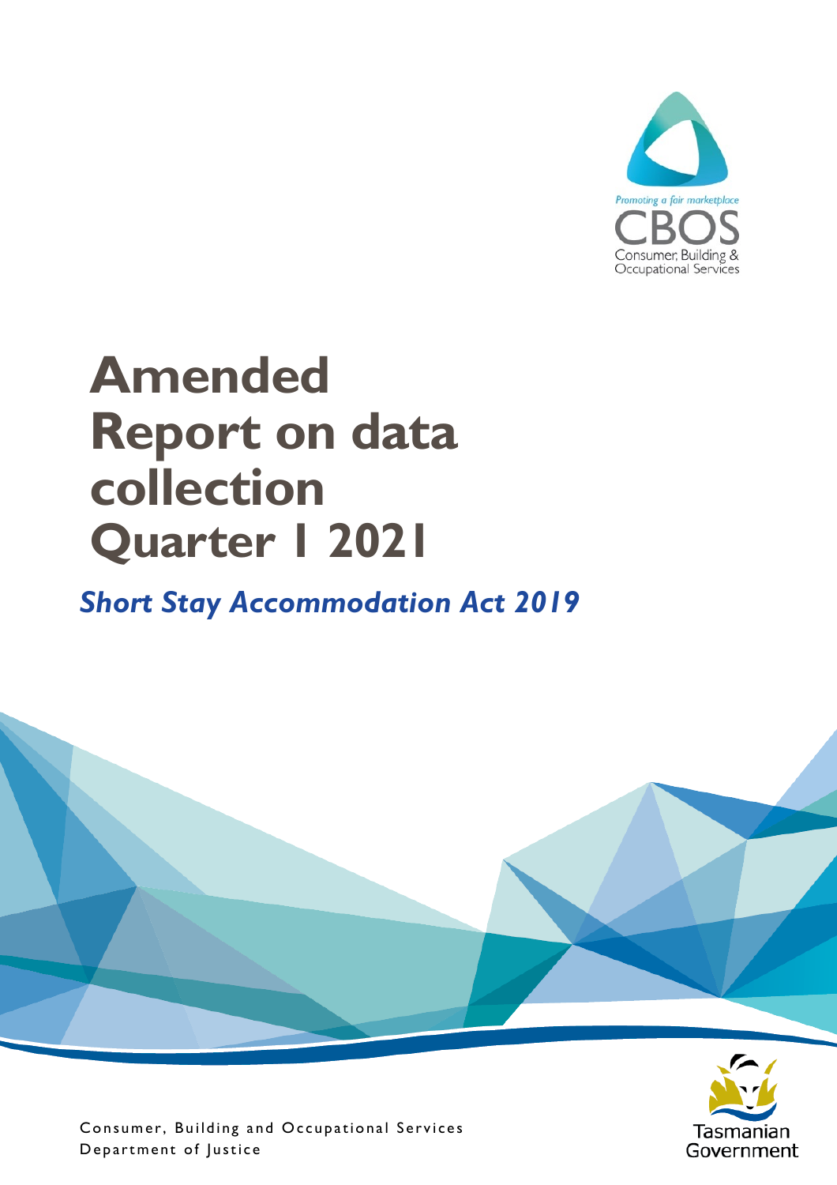Promoting a fair marketplace

CBOS

Consumer, Building & Occupational Services

# Amended Report on data collection Quarter 1 2021

***Short Stay Accommodation Act 2019***

Consumer, Building and Occupational Services
Department of Justice

Tasmanian Government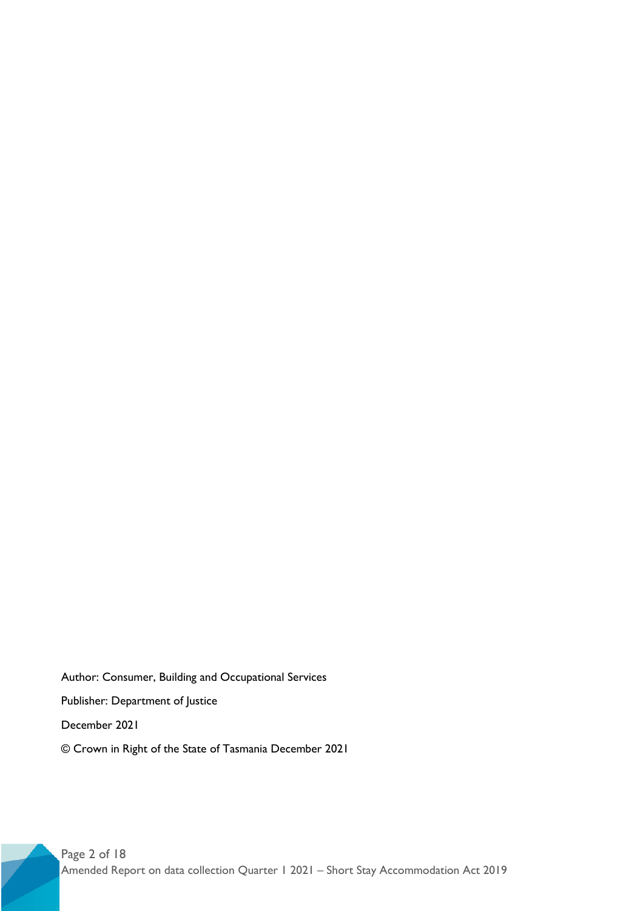Author: Consumer, Building and Occupational Services

Publisher: Department of Justice

December 2021

© Crown in Right of the State of Tasmania December 2021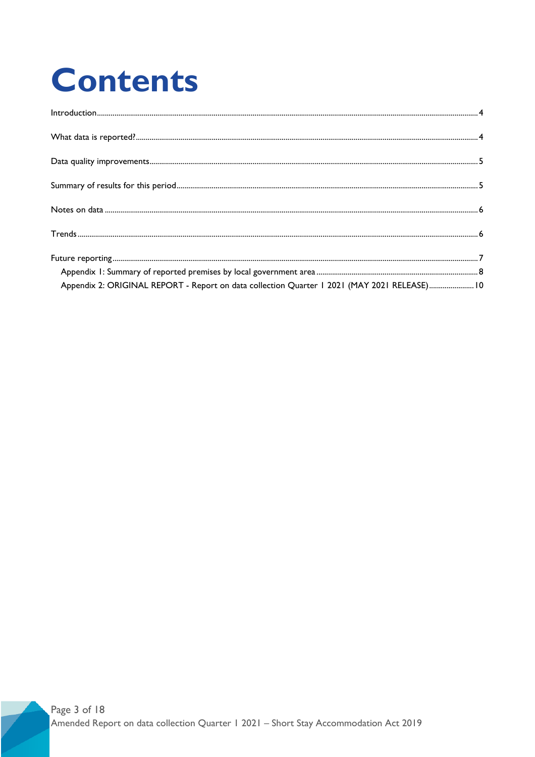# Contents

Introduction ..... 4

What data is reported? ..... 4

Data quality improvements ..... 5

Summary of results for this period ..... 5

Notes on data ..... 6

Trends ..... 6

Future reporting ..... 7

- Appendix 1: Summary of reported premises by local government area ..... 8
- Appendix 2: ORIGINAL REPORT - Report on data collection Quarter 1 2021 (MAY 2021 RELEASE) ..... 10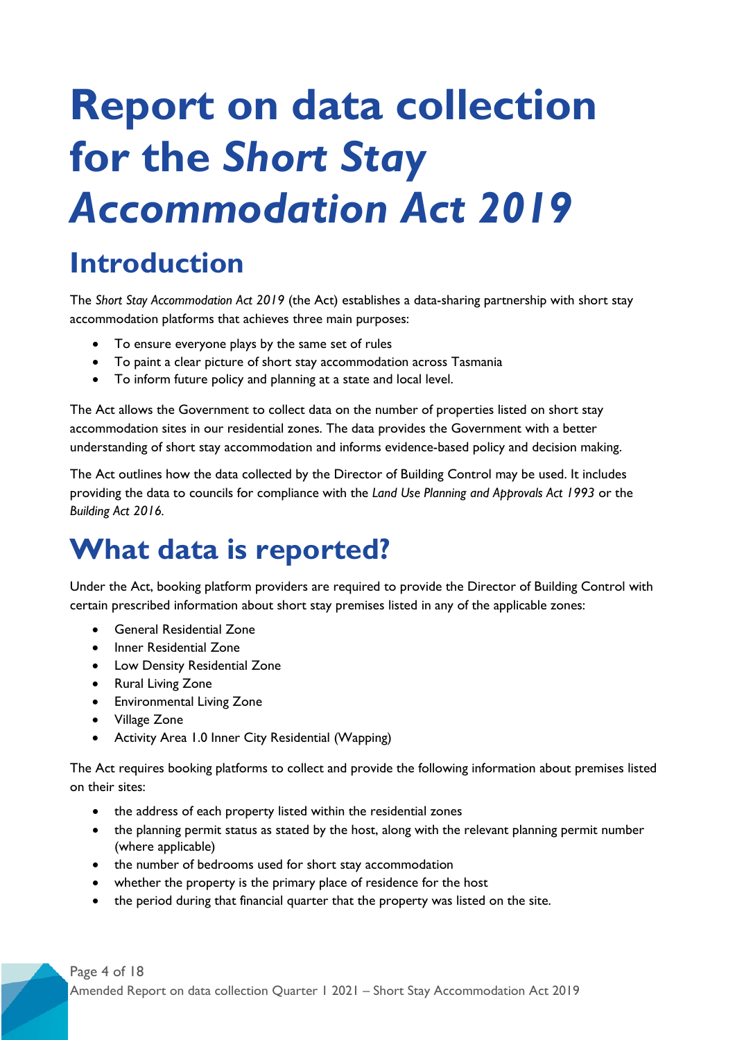# Report on data collection for the *Short Stay Accommodation Act 2019*

## Introduction

The *Short Stay Accommodation Act 2019* (the Act) establishes a data-sharing partnership with short stay accommodation platforms that achieves three main purposes:

- To ensure everyone plays by the same set of rules
- To paint a clear picture of short stay accommodation across Tasmania
- To inform future policy and planning at a state and local level.

The Act allows the Government to collect data on the number of properties listed on short stay accommodation sites in our residential zones. The data provides the Government with a better understanding of short stay accommodation and informs evidence-based policy and decision making.

The Act outlines how the data collected by the Director of Building Control may be used. It includes providing the data to councils for compliance with the *Land Use Planning and Approvals Act 1993* or the *Building Act 2016*.

# What data is reported?

Under the Act, booking platform providers are required to provide the Director of Building Control with certain prescribed information about short stay premises listed in any of the applicable zones:

- General Residential Zone
- Inner Residential Zone
- Low Density Residential Zone
- Rural Living Zone
- Environmental Living Zone
- Village Zone
- Activity Area 1.0 Inner City Residential (Wapping)

The Act requires booking platforms to collect and provide the following information about premises listed on their sites:

- the address of each property listed within the residential zones
- the planning permit status as stated by the host, along with the relevant planning permit number (where applicable)
- the number of bedrooms used for short stay accommodation
- whether the property is the primary place of residence for the host
- the period during that financial quarter that the property was listed on the site.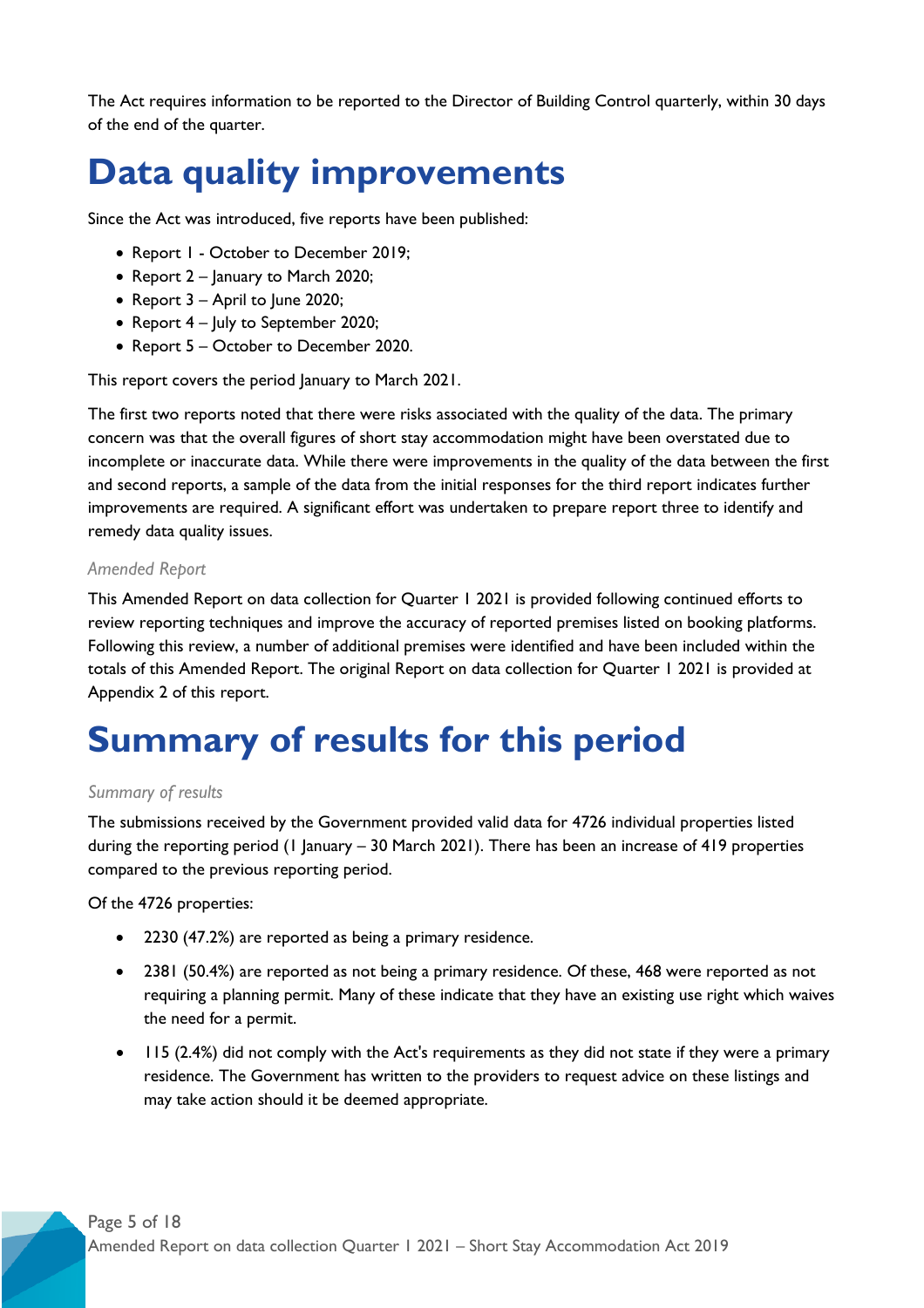The Act requires information to be reported to the Director of Building Control quarterly, within 30 days of the end of the quarter.

# Data quality improvements

Since the Act was introduced, five reports have been published:

- Report 1 - October to December 2019;
- Report 2 – January to March 2020;
- Report 3 – April to June 2020;
- Report 4 – July to September 2020;
- Report 5 – October to December 2020.

This report covers the period January to March 2021.

The first two reports noted that there were risks associated with the quality of the data. The primary concern was that the overall figures of short stay accommodation might have been overstated due to incomplete or inaccurate data. While there were improvements in the quality of the data between the first and second reports, a sample of the data from the initial responses for the third report indicates further improvements are required. A significant effort was undertaken to prepare report three to identify and remedy data quality issues.

### *Amended Report*

This Amended Report on data collection for Quarter 1 2021 is provided following continued efforts to review reporting techniques and improve the accuracy of reported premises listed on booking platforms. Following this review, a number of additional premises were identified and have been included within the totals of this Amended Report. The original Report on data collection for Quarter 1 2021 is provided at Appendix 2 of this report.

# Summary of results for this period

### *Summary of results*

The submissions received by the Government provided valid data for 4726 individual properties listed during the reporting period (1 January – 30 March 2021). There has been an increase of 419 properties compared to the previous reporting period.

Of the 4726 properties:

- 2230 (47.2%) are reported as being a primary residence.
- 2381 (50.4%) are reported as not being a primary residence. Of these, 468 were reported as not requiring a planning permit. Many of these indicate that they have an existing use right which waives the need for a permit.
- 115 (2.4%) did not comply with the Act's requirements as they did not state if they were a primary residence. The Government has written to the providers to request advice on these listings and may take action should it be deemed appropriate.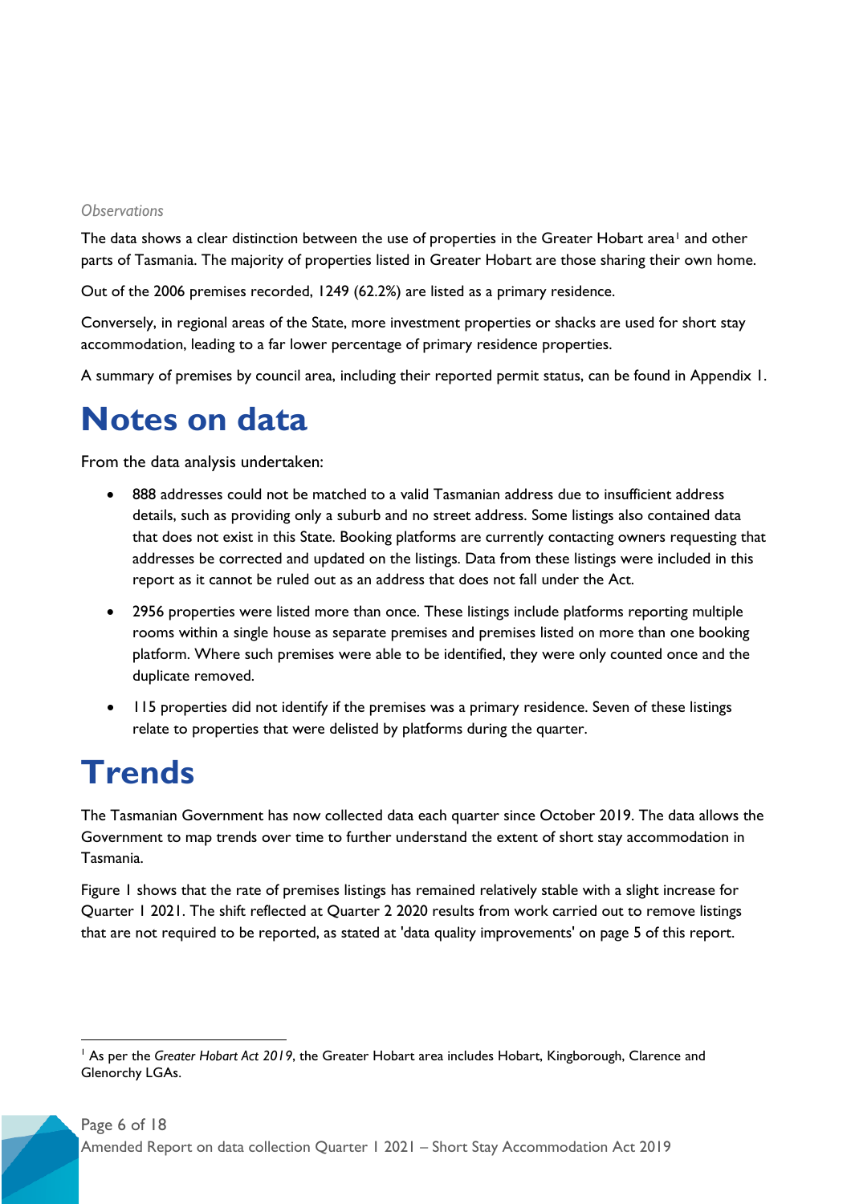*Observations*

The data shows a clear distinction between the use of properties in the Greater Hobart area[1] and other parts of Tasmania. The majority of properties listed in Greater Hobart are those sharing their own home.

Out of the 2006 premises recorded, 1249 (62.2%) are listed as a primary residence.

Conversely, in regional areas of the State, more investment properties or shacks are used for short stay accommodation, leading to a far lower percentage of primary residence properties.

A summary of premises by council area, including their reported permit status, can be found in Appendix 1.

# Notes on data

From the data analysis undertaken:

- 888 addresses could not be matched to a valid Tasmanian address due to insufficient address details, such as providing only a suburb and no street address. Some listings also contained data that does not exist in this State. Booking platforms are currently contacting owners requesting that addresses be corrected and updated on the listings. Data from these listings were included in this report as it cannot be ruled out as an address that does not fall under the Act.
- 2956 properties were listed more than once. These listings include platforms reporting multiple rooms within a single house as separate premises and premises listed on more than one booking platform. Where such premises were able to be identified, they were only counted once and the duplicate removed.
- 115 properties did not identify if the premises was a primary residence. Seven of these listings relate to properties that were delisted by platforms during the quarter.

# Trends

The Tasmanian Government has now collected data each quarter since October 2019. The data allows the Government to map trends over time to further understand the extent of short stay accommodation in Tasmania.

Figure 1 shows that the rate of premises listings has remained relatively stable with a slight increase for Quarter 1 2021. The shift reflected at Quarter 2 2020 results from work carried out to remove listings that are not required to be reported, as stated at 'data quality improvements' on page 5 of this report.

[1] As per the *Greater Hobart Act 2019*, the Greater Hobart area includes Hobart, Kingborough, Clarence and Glenorchy LGAs.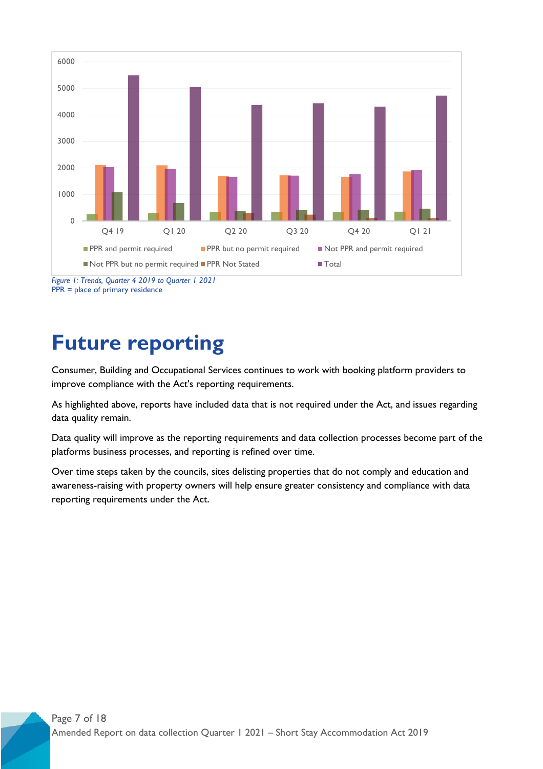*Figure 1: Trends, Quarter 4 2019 to Quarter 1 2021*
PPR = place of primary residence

# Future reporting

Consumer, Building and Occupational Services continues to work with booking platform providers to improve compliance with the Act's reporting requirements.

As highlighted above, reports have included data that is not required under the Act, and issues regarding data quality remain.

Data quality will improve as the reporting requirements and data collection processes become part of the platforms business processes, and reporting is refined over time.

Over time steps taken by the councils, sites delisting properties that do not comply and education and awareness-raising with property owners will help ensure greater consistency and compliance with data reporting requirements under the Act.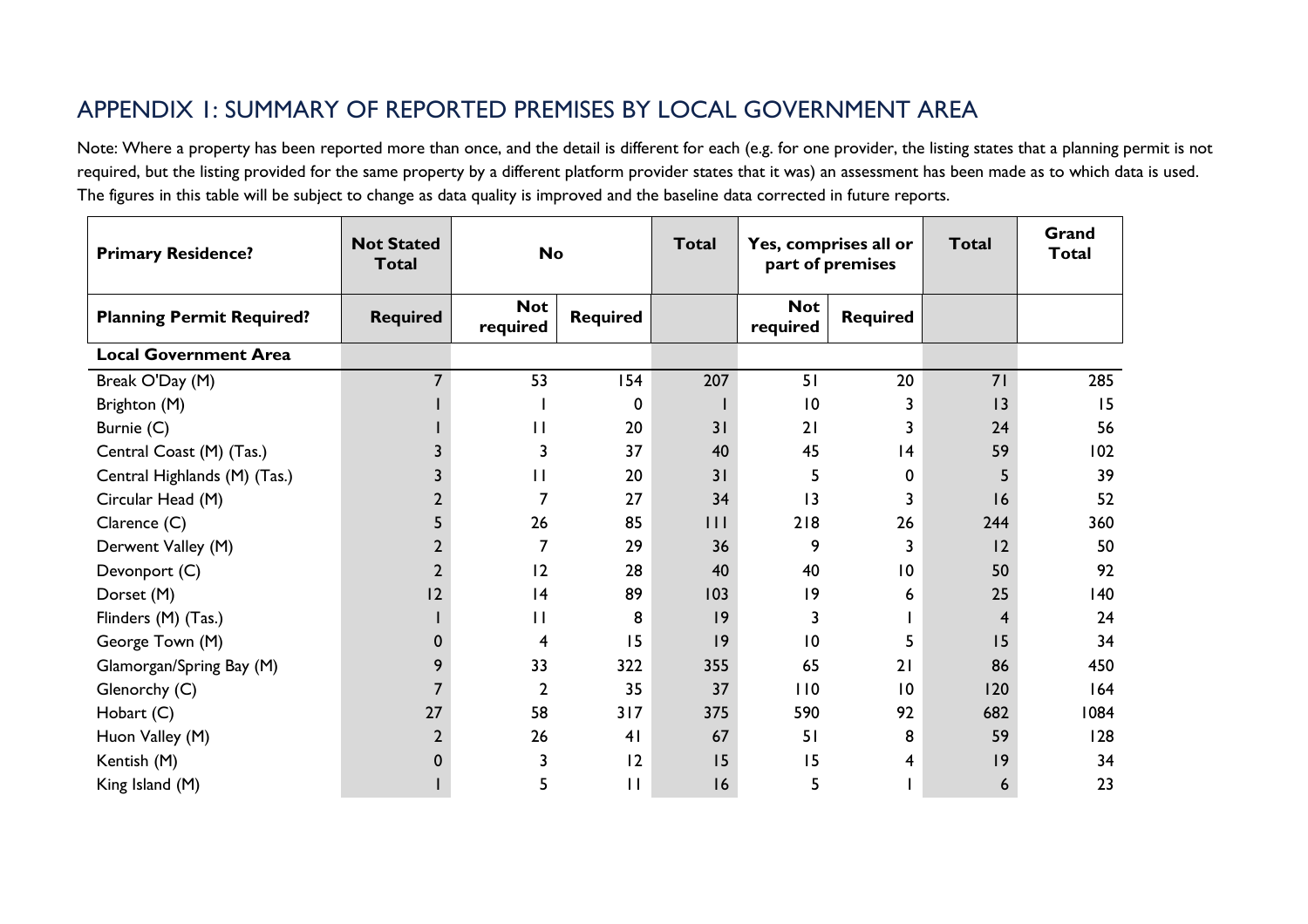# APPENDIX 1: SUMMARY OF REPORTED PREMISES BY LOCAL GOVERNMENT AREA

Note: Where a property has been reported more than once, and the detail is different for each (e.g. for one provider, the listing states that a planning permit is not required, but the listing provided for the same property by a different platform provider states that it was) an assessment has been made as to which data is used. The figures in this table will be subject to change as data quality is improved and the baseline data corrected in future reports.

| **Primary Residence?** | **Not Stated Total** | **No** | | **Total** | **Yes, comprises all or part of premises** | | **Total** | **Grand Total** |
|---|---|---|---|---|---|---|---|---|
| **Planning Permit Required?** | **Required** | **Not required** | **Required** | | **Not required** | **Required** | | |
| **Local Government Area** | | | | | | | | |
| Break O'Day (M) | 7 | 53 | 154 | 207 | 51 | 20 | 71 | 285 |
| Brighton (M) | 1 | 1 | 0 | 1 | 10 | 3 | 13 | 15 |
| Burnie (C) | 1 | 11 | 20 | 31 | 21 | 3 | 24 | 56 |
| Central Coast (M) (Tas.) | 3 | 3 | 37 | 40 | 45 | 14 | 59 | 102 |
| Central Highlands (M) (Tas.) | 3 | 11 | 20 | 31 | 5 | 0 | 5 | 39 |
| Circular Head (M) | 2 | 7 | 27 | 34 | 13 | 3 | 16 | 52 |
| Clarence (C) | 5 | 26 | 85 | 111 | 218 | 26 | 244 | 360 |
| Derwent Valley (M) | 2 | 7 | 29 | 36 | 9 | 3 | 12 | 50 |
| Devonport (C) | 2 | 12 | 28 | 40 | 40 | 10 | 50 | 92 |
| Dorset (M) | 12 | 14 | 89 | 103 | 19 | 6 | 25 | 140 |
| Flinders (M) (Tas.) | 1 | 11 | 8 | 19 | 3 | 1 | 4 | 24 |
| George Town (M) | 0 | 4 | 15 | 19 | 10 | 5 | 15 | 34 |
| Glamorgan/Spring Bay (M) | 9 | 33 | 322 | 355 | 65 | 21 | 86 | 450 |
| Glenorchy (C) | 7 | 2 | 35 | 37 | 110 | 10 | 120 | 164 |
| Hobart (C) | 27 | 58 | 317 | 375 | 590 | 92 | 682 | 1084 |
| Huon Valley (M) | 2 | 26 | 41 | 67 | 51 | 8 | 59 | 128 |
| Kentish (M) | 0 | 3 | 12 | 15 | 15 | 4 | 19 | 34 |
| King Island (M) | 1 | 5 | 11 | 16 | 5 | 1 | 6 | 23 |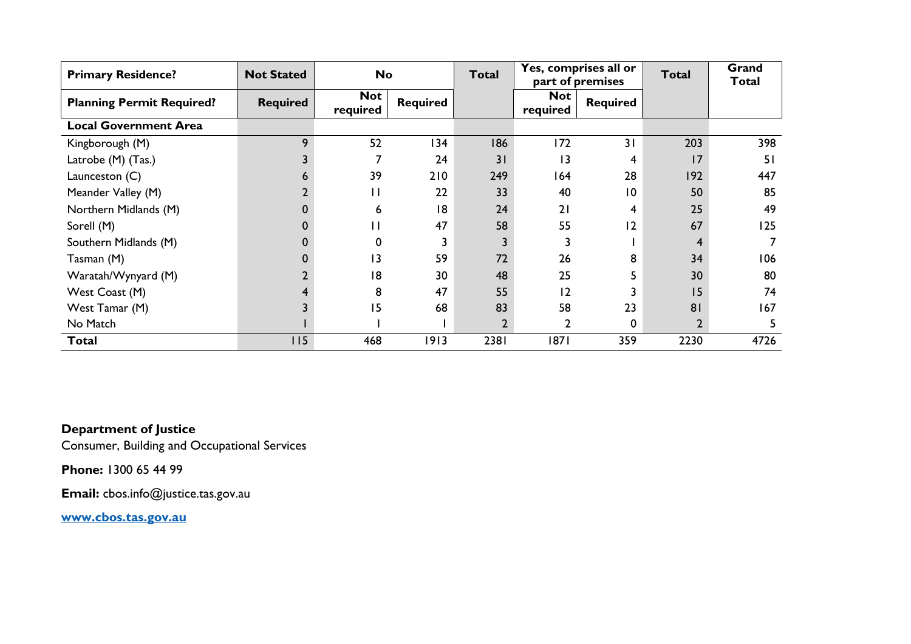| Primary Residence? | Not Stated | No | | Total | Yes, comprises all or part of premises | | Total | Grand Total |
|---|---|---|---|---|---|---|---|---|
| Planning Permit Required? | Required | Not required | Required | | Not required | Required | | |
| **Local Government Area** | | | | | | | | |
| Kingborough (M) | 9 | 52 | 134 | 186 | 172 | 31 | 203 | 398 |
| Latrobe (M) (Tas.) | 3 | 7 | 24 | 31 | 13 | 4 | 17 | 51 |
| Launceston (C) | 6 | 39 | 210 | 249 | 164 | 28 | 192 | 447 |
| Meander Valley (M) | 2 | 11 | 22 | 33 | 40 | 10 | 50 | 85 |
| Northern Midlands (M) | 0 | 6 | 18 | 24 | 21 | 4 | 25 | 49 |
| Sorell (M) | 0 | 11 | 47 | 58 | 55 | 12 | 67 | 125 |
| Southern Midlands (M) | 0 | 0 | 3 | 3 | 3 | 1 | 4 | 7 |
| Tasman (M) | 0 | 13 | 59 | 72 | 26 | 8 | 34 | 106 |
| Waratah/Wynyard (M) | 2 | 18 | 30 | 48 | 25 | 5 | 30 | 80 |
| West Coast (M) | 4 | 8 | 47 | 55 | 12 | 3 | 15 | 74 |
| West Tamar (M) | 3 | 15 | 68 | 83 | 58 | 23 | 81 | 167 |
| No Match | 1 | 1 | 1 | 2 | 2 | 0 | 2 | 5 |
| **Total** | 115 | 468 | 1913 | 2381 | 1871 | 359 | 2230 | 4726 |

**Department of Justice**
Consumer, Building and Occupational Services

**Phone:** 1300 65 44 99

**Email:** cbos.info@justice.tas.gov.au

**www.cbos.tas.gov.au**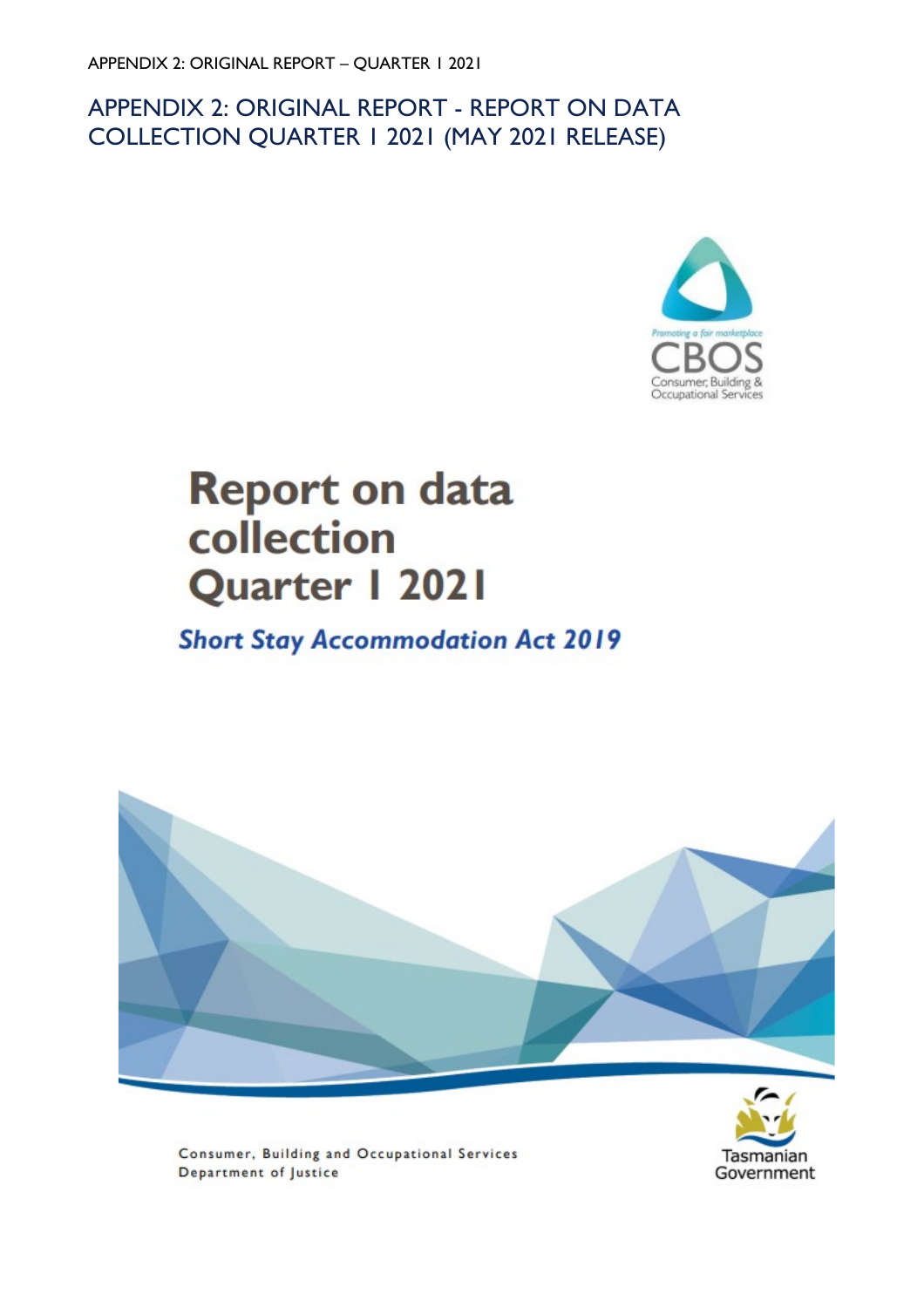## APPENDIX 2: ORIGINAL REPORT - REPORT ON DATA COLLECTION QUARTER 1 2021 (MAY 2021 RELEASE)

Promoting a fair marketplace

CBOS

Consumer, Building & Occupational Services

# Report on data collection Quarter 1 2021

***Short Stay Accommodation Act 2019***

Consumer, Building and Occupational Services
Department of Justice

Tasmanian Government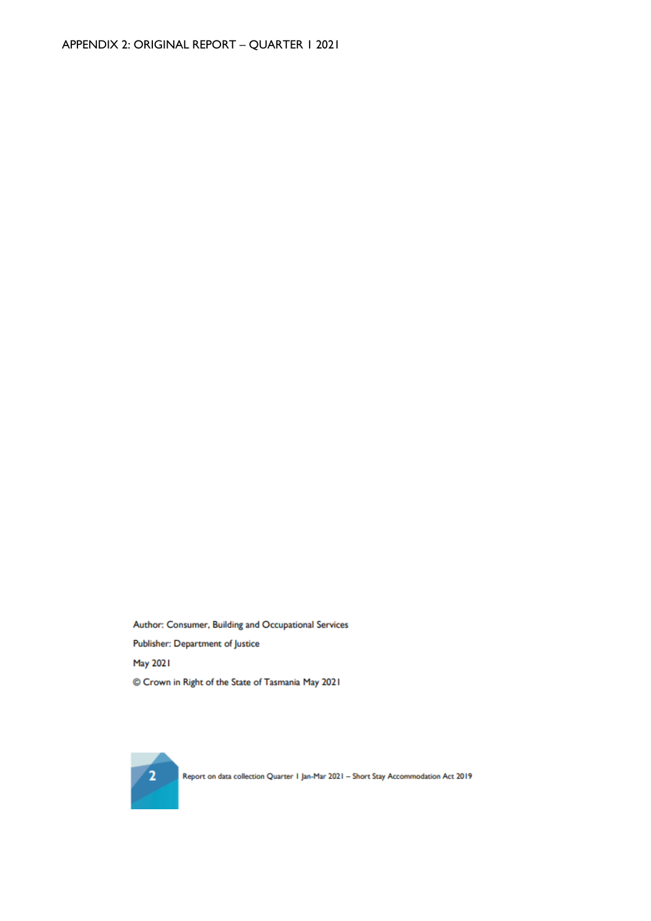APPENDIX 2: ORIGINAL REPORT – QUARTER 1 2021

Author: Consumer, Building and Occupational Services

Publisher: Department of Justice

May 2021

© Crown in Right of the State of Tasmania May 2021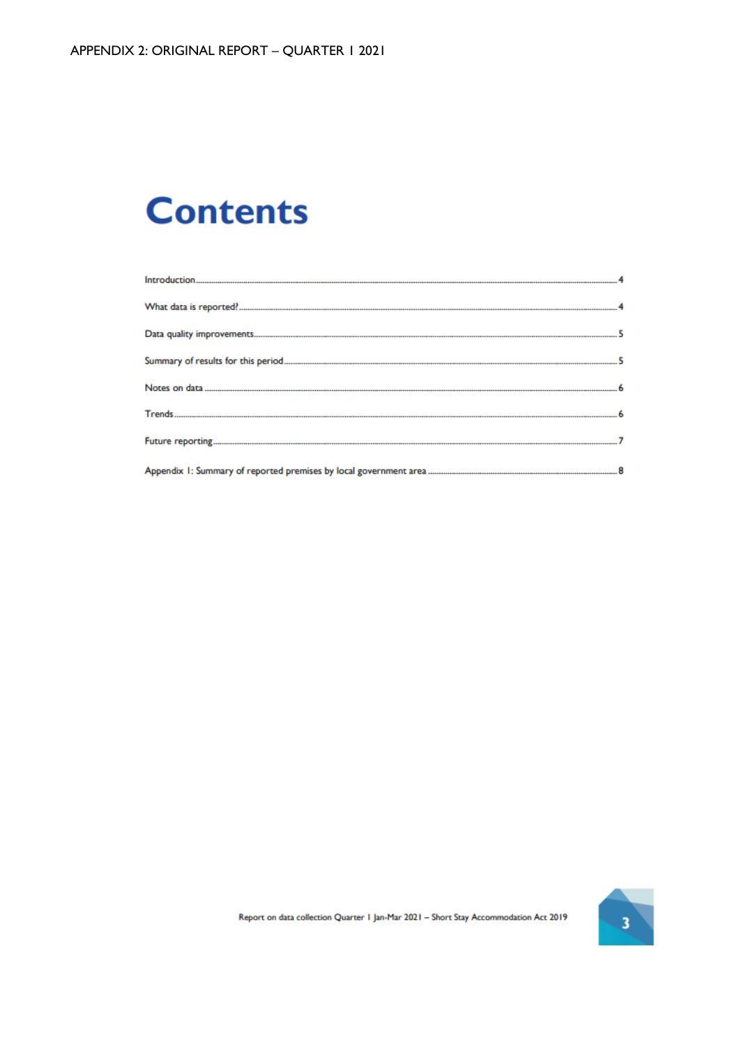APPENDIX 2: ORIGINAL REPORT – QUARTER 1 2021

# Contents

Introduction....................................................................................................................................4

What data is reported?.................................................................................................................4

Data quality improvements..........................................................................................................5

Summary of results for this period..............................................................................................5

Notes on data.................................................................................................................................6

Trends..............................................................................................................................................6

Future reporting.............................................................................................................................7

Appendix 1: Summary of reported premises by local government area..................................8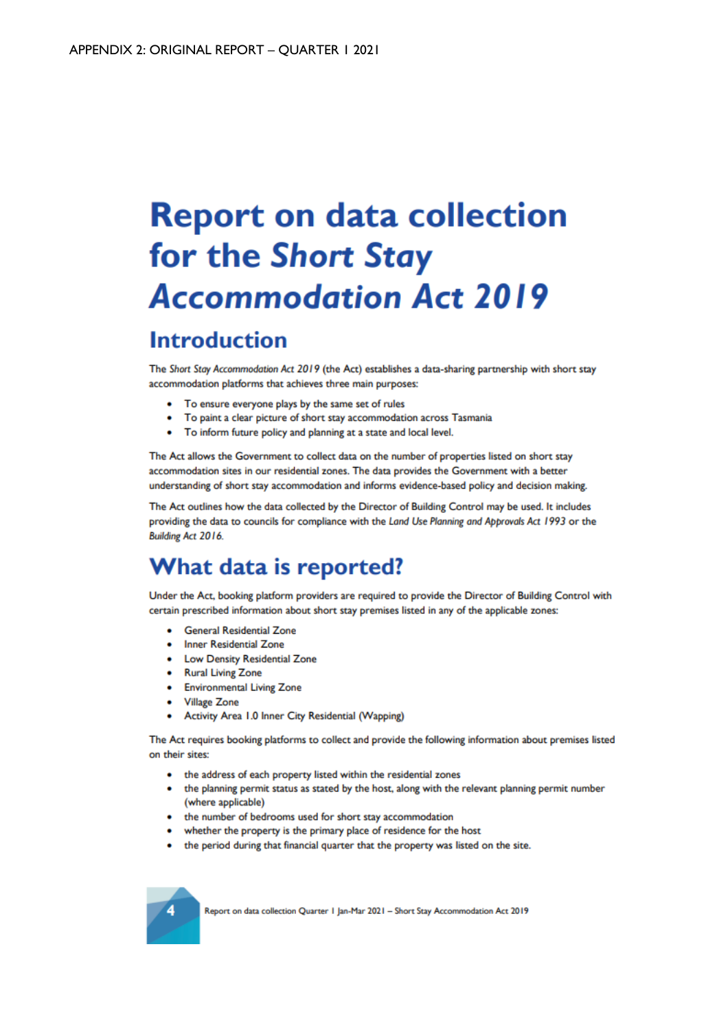APPENDIX 2: ORIGINAL REPORT – QUARTER 1 2021

# Report on data collection for the *Short Stay Accommodation Act 2019*

## Introduction

The *Short Stay Accommodation Act 2019* (the Act) establishes a data-sharing partnership with short stay accommodation platforms that achieves three main purposes:

- To ensure everyone plays by the same set of rules
- To paint a clear picture of short stay accommodation across Tasmania
- To inform future policy and planning at a state and local level.

The Act allows the Government to collect data on the number of properties listed on short stay accommodation sites in our residential zones. The data provides the Government with a better understanding of short stay accommodation and informs evidence-based policy and decision making.

The Act outlines how the data collected by the Director of Building Control may be used. It includes providing the data to councils for compliance with the *Land Use Planning and Approvals Act 1993* or the *Building Act 2016*.

## What data is reported?

Under the Act, booking platform providers are required to provide the Director of Building Control with certain prescribed information about short stay premises listed in any of the applicable zones:

- General Residential Zone
- Inner Residential Zone
- Low Density Residential Zone
- Rural Living Zone
- Environmental Living Zone
- Village Zone
- Activity Area 1.0 Inner City Residential (Wapping)

The Act requires booking platforms to collect and provide the following information about premises listed on their sites:

- the address of each property listed within the residential zones
- the planning permit status as stated by the host, along with the relevant planning permit number (where applicable)
- the number of bedrooms used for short stay accommodation
- whether the property is the primary place of residence for the host
- the period during that financial quarter that the property was listed on the site.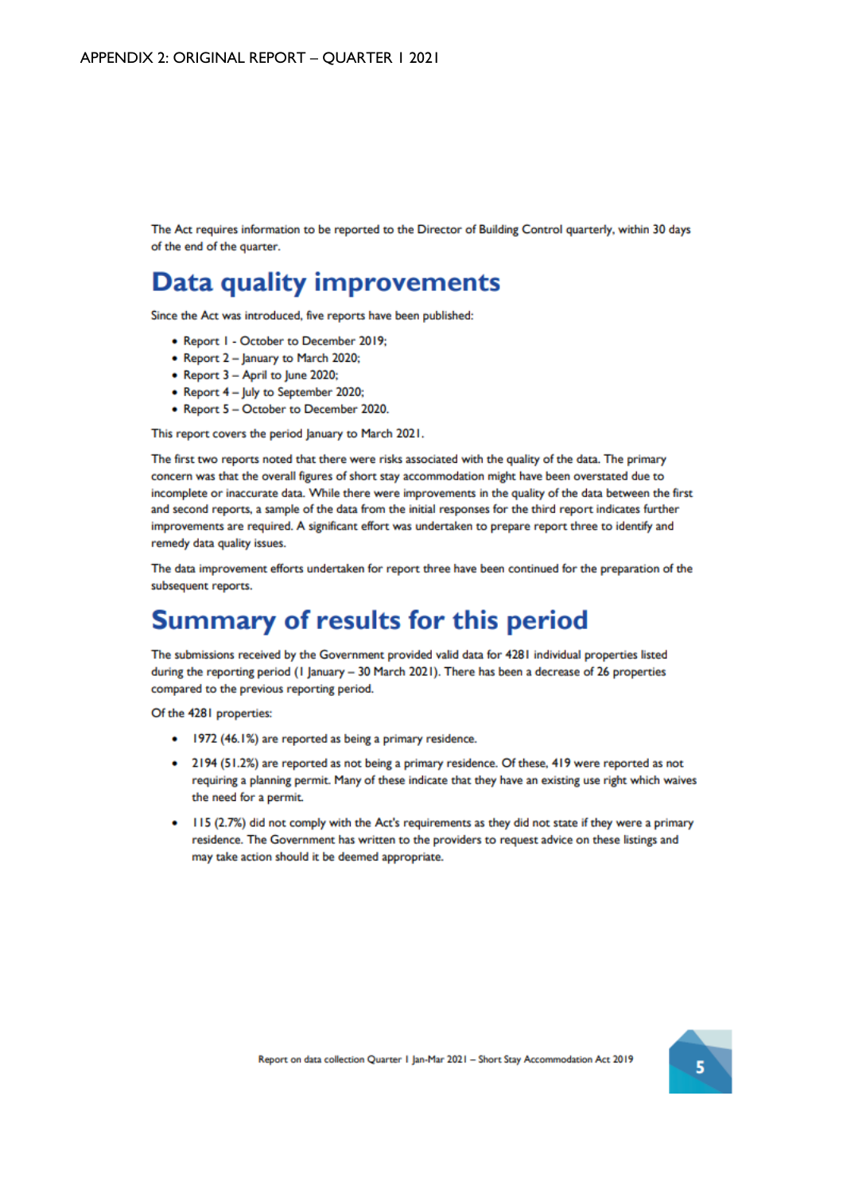APPENDIX 2: ORIGINAL REPORT – QUARTER 1 2021

The Act requires information to be reported to the Director of Building Control quarterly, within 30 days of the end of the quarter.

# Data quality improvements

Since the Act was introduced, five reports have been published:

- Report 1 - October to December 2019;
- Report 2 – January to March 2020;
- Report 3 – April to June 2020;
- Report 4 – July to September 2020;
- Report 5 – October to December 2020.

This report covers the period January to March 2021.

The first two reports noted that there were risks associated with the quality of the data. The primary concern was that the overall figures of short stay accommodation might have been overstated due to incomplete or inaccurate data. While there were improvements in the quality of the data between the first and second reports, a sample of the data from the initial responses for the third report indicates further improvements are required. A significant effort was undertaken to prepare report three to identify and remedy data quality issues.

The data improvement efforts undertaken for report three have been continued for the preparation of the subsequent reports.

# Summary of results for this period

The submissions received by the Government provided valid data for 4281 individual properties listed during the reporting period (1 January – 30 March 2021). There has been a decrease of 26 properties compared to the previous reporting period.

Of the 4281 properties:

- 1972 (46.1%) are reported as being a primary residence.
- 2194 (51.2%) are reported as not being a primary residence. Of these, 419 were reported as not requiring a planning permit. Many of these indicate that they have an existing use right which waives the need for a permit.
- 115 (2.7%) did not comply with the Act's requirements as they did not state if they were a primary residence. The Government has written to the providers to request advice on these listings and may take action should it be deemed appropriate.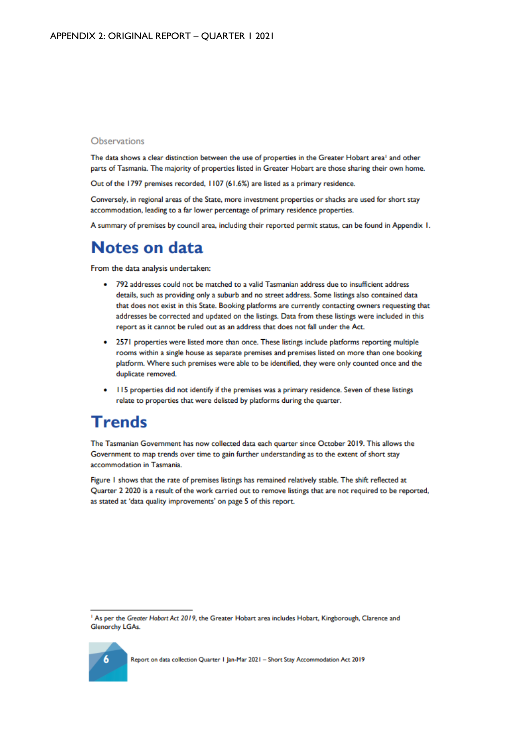APPENDIX 2: ORIGINAL REPORT – QUARTER 1 2021

### Observations

The data shows a clear distinction between the use of properties in the Greater Hobart area[1] and other parts of Tasmania. The majority of properties listed in Greater Hobart are those sharing their own home.

Out of the 1797 premises recorded, 1107 (61.6%) are listed as a primary residence.

Conversely, in regional areas of the State, more investment properties or shacks are used for short stay accommodation, leading to a far lower percentage of primary residence properties.

A summary of premises by council area, including their reported permit status, can be found in Appendix 1.

# Notes on data

From the data analysis undertaken:

- 792 addresses could not be matched to a valid Tasmanian address due to insufficient address details, such as providing only a suburb and no street address. Some listings also contained data that does not exist in this State. Booking platforms are currently contacting owners requesting that addresses be corrected and updated on the listings. Data from these listings were included in this report as it cannot be ruled out as an address that does not fall under the Act.
- 2571 properties were listed more than once. These listings include platforms reporting multiple rooms within a single house as separate premises and premises listed on more than one booking platform. Where such premises were able to be identified, they were only counted once and the duplicate removed.
- 115 properties did not identify if the premises was a primary residence. Seven of these listings relate to properties that were delisted by platforms during the quarter.

# Trends

The Tasmanian Government has now collected data each quarter since October 2019. This allows the Government to map trends over time to gain further understanding as to the extent of short stay accommodation in Tasmania.

Figure 1 shows that the rate of premises listings has remained relatively stable. The shift reflected at Quarter 2 2020 is a result of the work carried out to remove listings that are not required to be reported, as stated at 'data quality improvements' on page 5 of this report.

[1] As per the *Greater Hobart Act 2019*, the Greater Hobart area includes Hobart, Kingborough, Clarence and Glenorchy LGAs.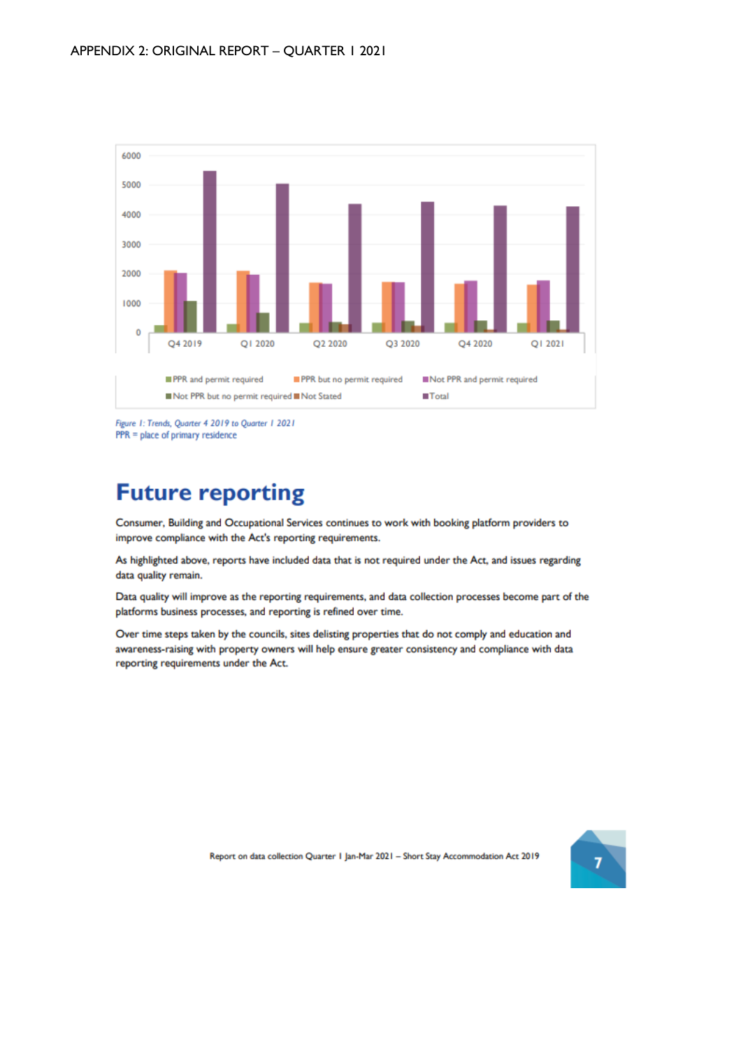APPENDIX 2: ORIGINAL REPORT – QUARTER 1 2021

*Figure 1: Trends, Quarter 4 2019 to Quarter 1 2021*
PPR = place of primary residence

# Future reporting

Consumer, Building and Occupational Services continues to work with booking platform providers to improve compliance with the Act's reporting requirements.

As highlighted above, reports have included data that is not required under the Act, and issues regarding data quality remain.

Data quality will improve as the reporting requirements, and data collection processes become part of the platforms business processes, and reporting is refined over time.

Over time steps taken by the councils, sites delisting properties that do not comply and education and awareness-raising with property owners will help ensure greater consistency and compliance with data reporting requirements under the Act.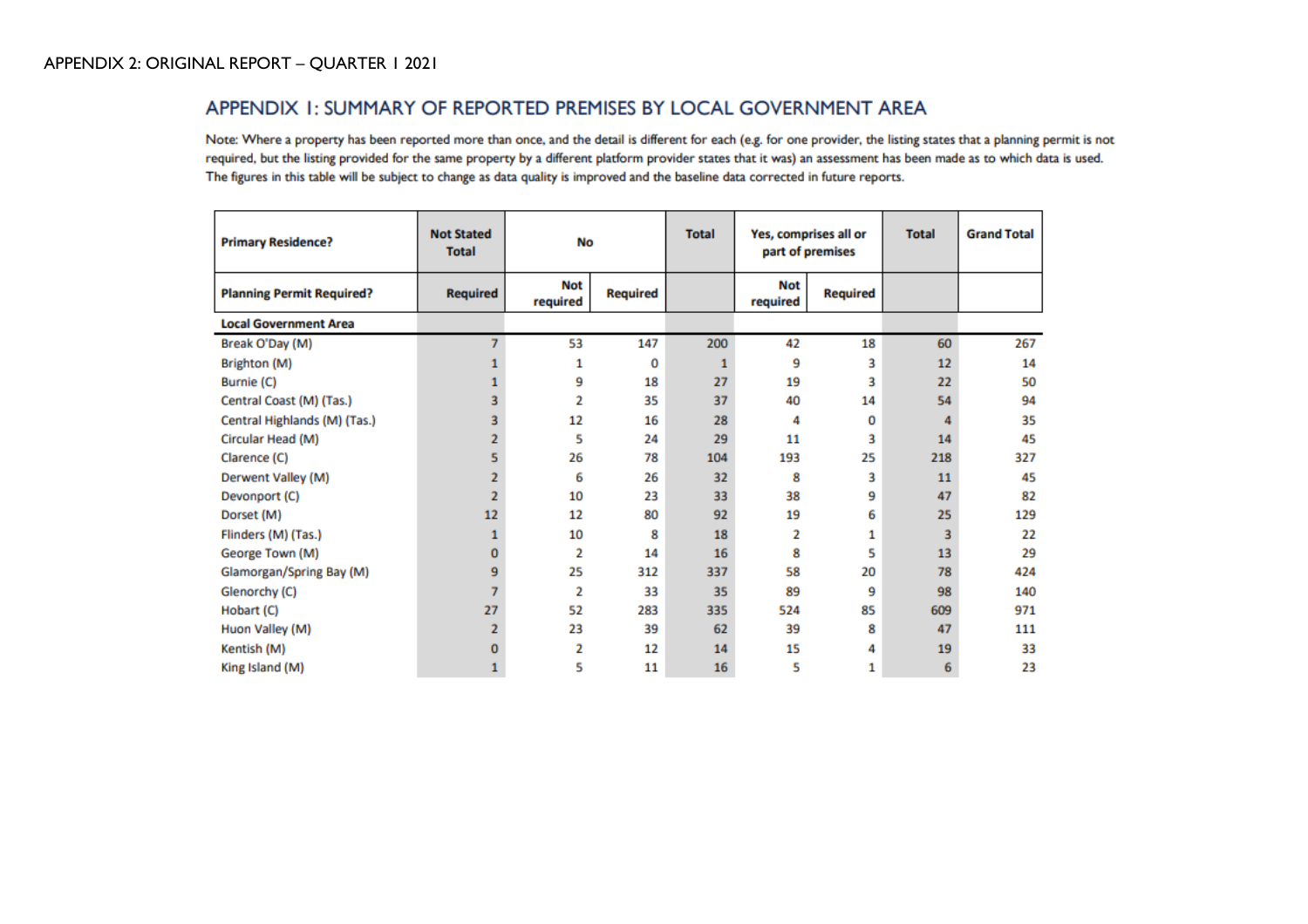APPENDIX 2: ORIGINAL REPORT – QUARTER 1 2021

## APPENDIX 1: SUMMARY OF REPORTED PREMISES BY LOCAL GOVERNMENT AREA

Note: Where a property has been reported more than once, and the detail is different for each (e.g. for one provider, the listing states that a planning permit is not required, but the listing provided for the same property by a different platform provider states that it was) an assessment has been made as to which data is used. The figures in this table will be subject to change as data quality is improved and the baseline data corrected in future reports.

| Primary Residence? | Not Stated Total | No | | Total | Yes, comprises all or part of premises | | Total | Grand Total |
|---|---|---|---|---|---|---|---|---|
| **Planning Permit Required?** | **Required** | **Not required** | **Required** | | **Not required** | **Required** | | |
| **Local Government Area** | | | | | | | | |
| Break O'Day (M) | 7 | 53 | 147 | 200 | 42 | 18 | 60 | 267 |
| Brighton (M) | 1 | 1 | 0 | 1 | 9 | 3 | 12 | 14 |
| Burnie (C) | 1 | 9 | 18 | 27 | 19 | 3 | 22 | 50 |
| Central Coast (M) (Tas.) | 3 | 2 | 35 | 37 | 40 | 14 | 54 | 94 |
| Central Highlands (M) (Tas.) | 3 | 12 | 16 | 28 | 4 | 0 | 4 | 35 |
| Circular Head (M) | 2 | 5 | 24 | 29 | 11 | 3 | 14 | 45 |
| Clarence (C) | 5 | 26 | 78 | 104 | 193 | 25 | 218 | 327 |
| Derwent Valley (M) | 2 | 6 | 26 | 32 | 8 | 3 | 11 | 45 |
| Devonport (C) | 2 | 10 | 23 | 33 | 38 | 9 | 47 | 82 |
| Dorset (M) | 12 | 12 | 80 | 92 | 19 | 6 | 25 | 129 |
| Flinders (M) (Tas.) | 1 | 10 | 8 | 18 | 2 | 1 | 3 | 22 |
| George Town (M) | 0 | 2 | 14 | 16 | 8 | 5 | 13 | 29 |
| Glamorgan/Spring Bay (M) | 9 | 25 | 312 | 337 | 58 | 20 | 78 | 424 |
| Glenorchy (C) | 7 | 2 | 33 | 35 | 89 | 9 | 98 | 140 |
| Hobart (C) | 27 | 52 | 283 | 335 | 524 | 85 | 609 | 971 |
| Huon Valley (M) | 2 | 23 | 39 | 62 | 39 | 8 | 47 | 111 |
| Kentish (M) | 0 | 2 | 12 | 14 | 15 | 4 | 19 | 33 |
| King Island (M) | 1 | 5 | 11 | 16 | 5 | 1 | 6 | 23 |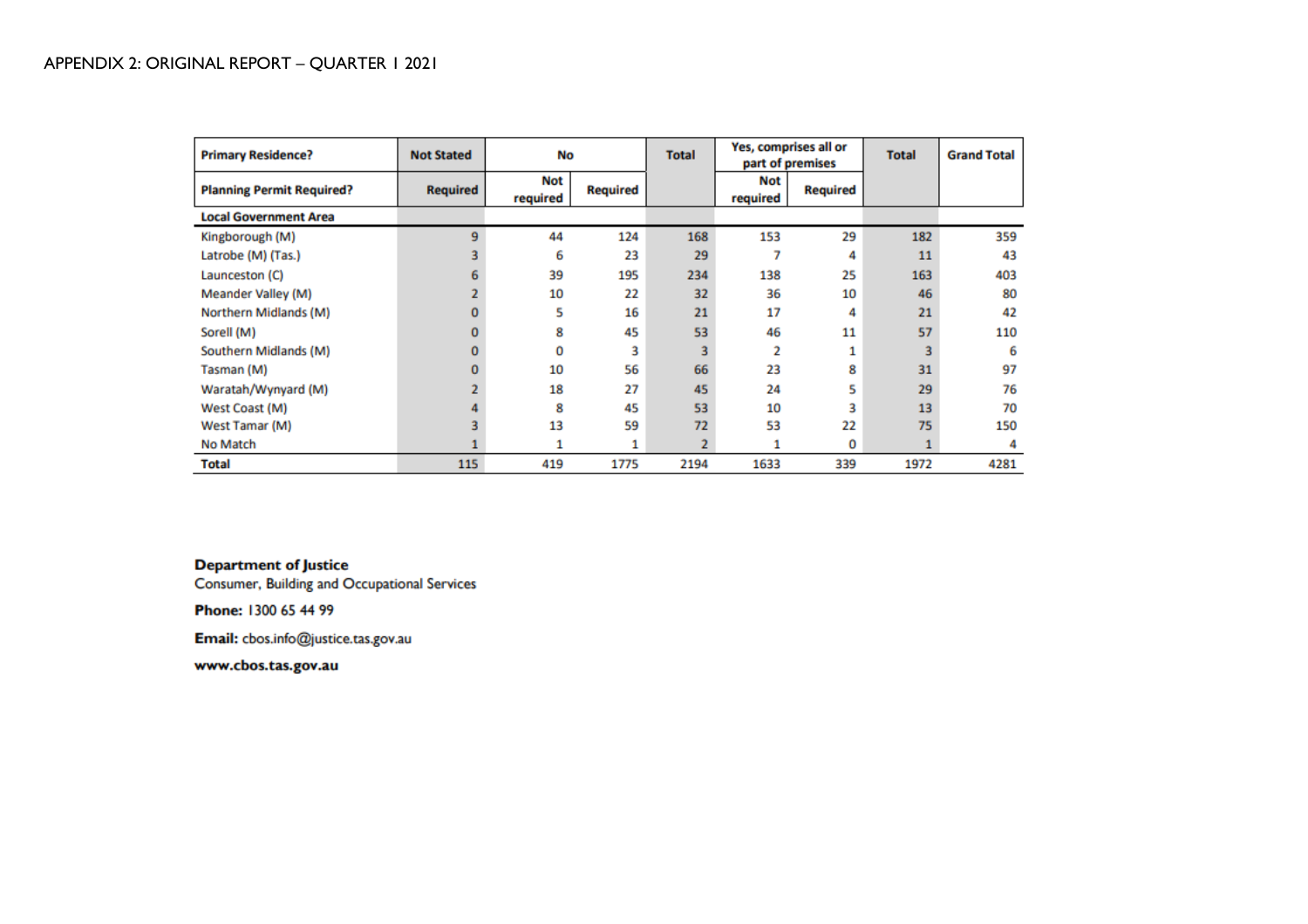APPENDIX 2: ORIGINAL REPORT – QUARTER 1 2021

| Primary Residence? | Not Stated | No | | Total | Yes, comprises all or part of premises | | Total | Grand Total |
|---|---|---|---|---|---|---|---|---|
| **Planning Permit Required?** | **Required** | **Not required** | **Required** | | **Not required** | **Required** | | |
| **Local Government Area** | | | | | | | | |
| Kingborough (M) | 9 | 44 | 124 | 168 | 153 | 29 | 182 | 359 |
| Latrobe (M) (Tas.) | 3 | 6 | 23 | 29 | 7 | 4 | 11 | 43 |
| Launceston (C) | 6 | 39 | 195 | 234 | 138 | 25 | 163 | 403 |
| Meander Valley (M) | 2 | 10 | 22 | 32 | 36 | 10 | 46 | 80 |
| Northern Midlands (M) | 0 | 5 | 16 | 21 | 17 | 4 | 21 | 42 |
| Sorell (M) | 0 | 8 | 45 | 53 | 46 | 11 | 57 | 110 |
| Southern Midlands (M) | 0 | 0 | 3 | 3 | 2 | 1 | 3 | 6 |
| Tasman (M) | 0 | 10 | 56 | 66 | 23 | 8 | 31 | 97 |
| Waratah/Wynyard (M) | 2 | 18 | 27 | 45 | 24 | 5 | 29 | 76 |
| West Coast (M) | 4 | 8 | 45 | 53 | 10 | 3 | 13 | 70 |
| West Tamar (M) | 3 | 13 | 59 | 72 | 53 | 22 | 75 | 150 |
| No Match | 1 | 1 | 1 | 2 | 1 | 0 | 1 | 4 |
| **Total** | 115 | 419 | 1775 | 2194 | 1633 | 339 | 1972 | 4281 |

**Department of Justice**
Consumer, Building and Occupational Services

**Phone:** 1300 65 44 99

**Email:** cbos.info@justice.tas.gov.au

**www.cbos.tas.gov.au**